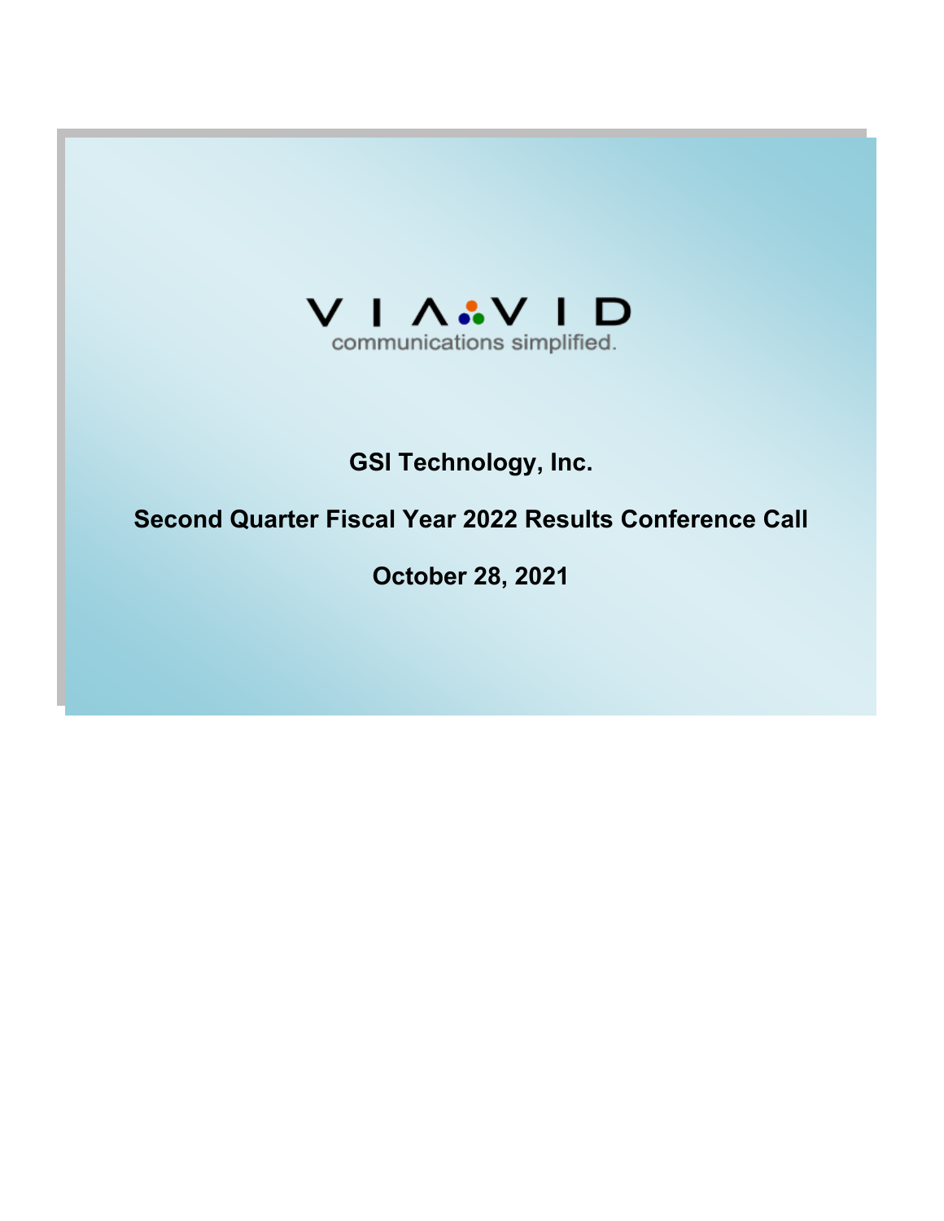VIAVID

communications simplified.

**GSI Technology, Inc.**

**Second Quarter Fiscal Year 2022 Results Conference Call**

**October 28, 2021**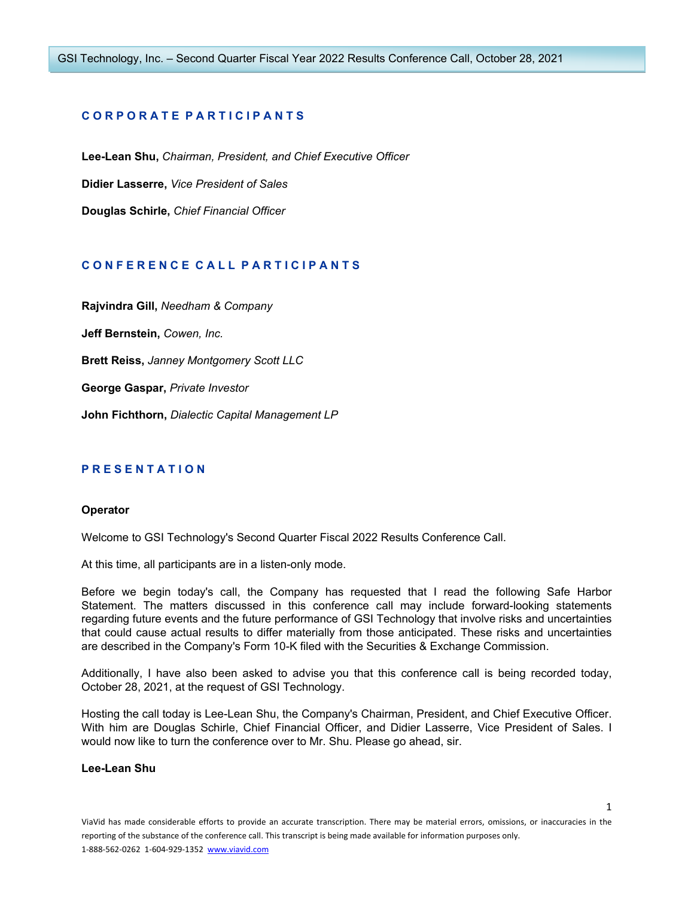## CORPORATE PARTICIPANTS

**Lee-Lean Shu,** *Chairman, President, and Chief Executive Officer*

**Didier Lasserre,** *Vice President of Sales*

**Douglas Schirle,** *Chief Financial Officer*

## CONFERENCE CALL PARTICIPANTS

**Rajvindra Gill,** *Needham & Company*

**Jeff Bernstein,** *Cowen, Inc.*

**Brett Reiss,** *Janney Montgomery Scott LLC*

**George Gaspar,** *Private Investor*

**John Fichthorn,** *Dialectic Capital Management LP*

## PRESENTATION

**Operator**

Welcome to GSI Technology's Second Quarter Fiscal 2022 Results Conference Call.

At this time, all participants are in a listen-only mode.

Before we begin today's call, the Company has requested that I read the following Safe Harbor Statement. The matters discussed in this conference call may include forward-looking statements regarding future events and the future performance of GSI Technology that involve risks and uncertainties that could cause actual results to differ materially from those anticipated. These risks and uncertainties are described in the Company's Form 10-K filed with the Securities & Exchange Commission.

Additionally, I have also been asked to advise you that this conference call is being recorded today, October 28, 2021, at the request of GSI Technology.

Hosting the call today is Lee-Lean Shu, the Company's Chairman, President, and Chief Executive Officer. With him are Douglas Schirle, Chief Financial Officer, and Didier Lasserre, Vice President of Sales. I would now like to turn the conference over to Mr. Shu. Please go ahead, sir.

**Lee-Lean Shu**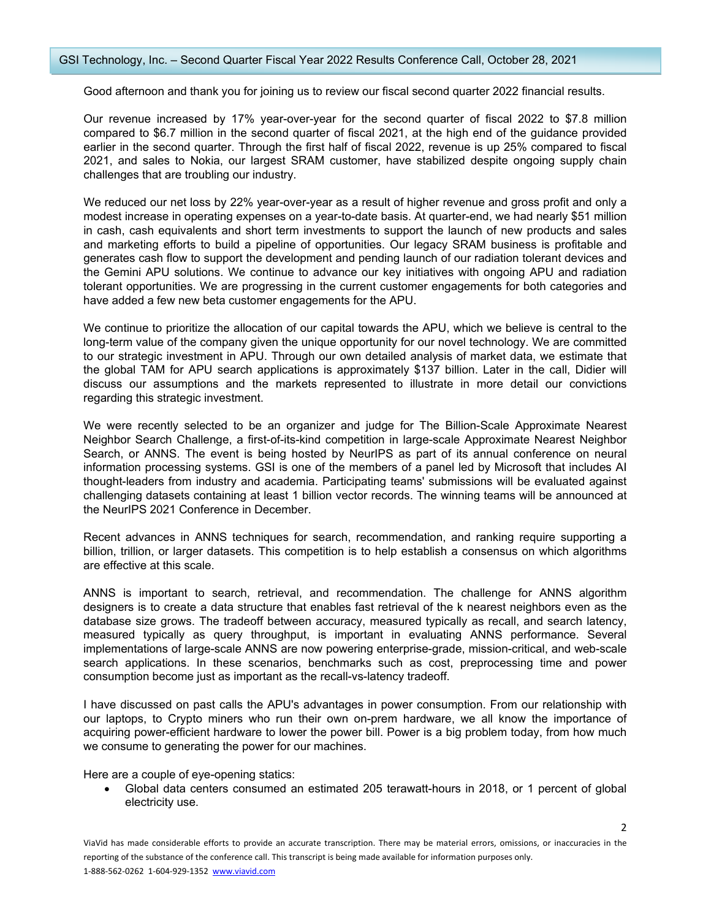Good afternoon and thank you for joining us to review our fiscal second quarter 2022 financial results.

Our revenue increased by 17% year-over-year for the second quarter of fiscal 2022 to $7.8 million compared to $6.7 million in the second quarter of fiscal 2021, at the high end of the guidance provided earlier in the second quarter. Through the first half of fiscal 2022, revenue is up 25% compared to fiscal 2021, and sales to Nokia, our largest SRAM customer, have stabilized despite ongoing supply chain challenges that are troubling our industry.

We reduced our net loss by 22% year-over-year as a result of higher revenue and gross profit and only a modest increase in operating expenses on a year-to-date basis. At quarter-end, we had nearly $51 million in cash, cash equivalents and short term investments to support the launch of new products and sales and marketing efforts to build a pipeline of opportunities. Our legacy SRAM business is profitable and generates cash flow to support the development and pending launch of our radiation tolerant devices and the Gemini APU solutions. We continue to advance our key initiatives with ongoing APU and radiation tolerant opportunities. We are progressing in the current customer engagements for both categories and have added a few new beta customer engagements for the APU.

We continue to prioritize the allocation of our capital towards the APU, which we believe is central to the long-term value of the company given the unique opportunity for our novel technology. We are committed to our strategic investment in APU. Through our own detailed analysis of market data, we estimate that the global TAM for APU search applications is approximately $137 billion. Later in the call, Didier will discuss our assumptions and the markets represented to illustrate in more detail our convictions regarding this strategic investment.

We were recently selected to be an organizer and judge for The Billion-Scale Approximate Nearest Neighbor Search Challenge, a first-of-its-kind competition in large-scale Approximate Nearest Neighbor Search, or ANNS. The event is being hosted by NeurIPS as part of its annual conference on neural information processing systems. GSI is one of the members of a panel led by Microsoft that includes AI thought-leaders from industry and academia. Participating teams' submissions will be evaluated against challenging datasets containing at least 1 billion vector records. The winning teams will be announced at the NeurIPS 2021 Conference in December.

Recent advances in ANNS techniques for search, recommendation, and ranking require supporting a billion, trillion, or larger datasets. This competition is to help establish a consensus on which algorithms are effective at this scale.

ANNS is important to search, retrieval, and recommendation. The challenge for ANNS algorithm designers is to create a data structure that enables fast retrieval of the k nearest neighbors even as the database size grows. The tradeoff between accuracy, measured typically as recall, and search latency, measured typically as query throughput, is important in evaluating ANNS performance. Several implementations of large-scale ANNS are now powering enterprise-grade, mission-critical, and web-scale search applications. In these scenarios, benchmarks such as cost, preprocessing time and power consumption become just as important as the recall-vs-latency tradeoff.

I have discussed on past calls the APU's advantages in power consumption. From our relationship with our laptops, to Crypto miners who run their own on-prem hardware, we all know the importance of acquiring power-efficient hardware to lower the power bill. Power is a big problem today, from how much we consume to generating the power for our machines.

Here are a couple of eye-opening statics:

- Global data centers consumed an estimated 205 terawatt-hours in 2018, or 1 percent of global electricity use.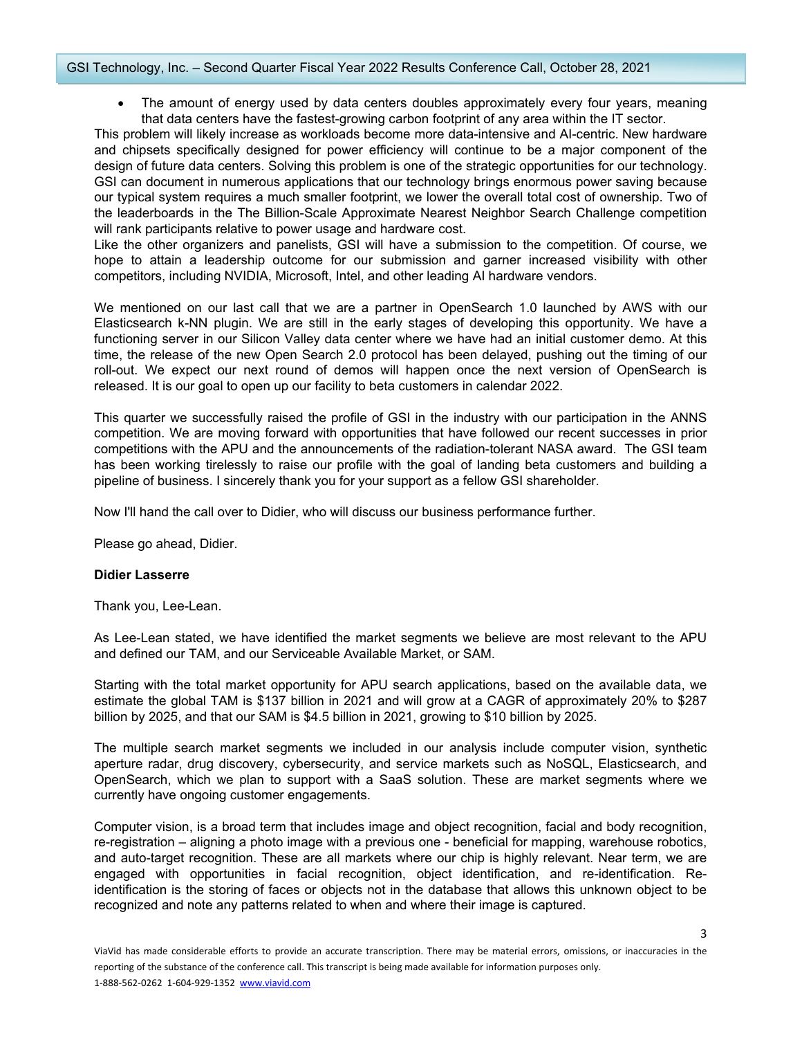- The amount of energy used by data centers doubles approximately every four years, meaning that data centers have the fastest-growing carbon footprint of any area within the IT sector.

This problem will likely increase as workloads become more data-intensive and AI-centric. New hardware and chipsets specifically designed for power efficiency will continue to be a major component of the design of future data centers. Solving this problem is one of the strategic opportunities for our technology. GSI can document in numerous applications that our technology brings enormous power saving because our typical system requires a much smaller footprint, we lower the overall total cost of ownership. Two of the leaderboards in the The Billion-Scale Approximate Nearest Neighbor Search Challenge competition will rank participants relative to power usage and hardware cost.

Like the other organizers and panelists, GSI will have a submission to the competition. Of course, we hope to attain a leadership outcome for our submission and garner increased visibility with other competitors, including NVIDIA, Microsoft, Intel, and other leading AI hardware vendors.

We mentioned on our last call that we are a partner in OpenSearch 1.0 launched by AWS with our Elasticsearch k-NN plugin. We are still in the early stages of developing this opportunity. We have a functioning server in our Silicon Valley data center where we have had an initial customer demo. At this time, the release of the new Open Search 2.0 protocol has been delayed, pushing out the timing of our roll-out. We expect our next round of demos will happen once the next version of OpenSearch is released. It is our goal to open up our facility to beta customers in calendar 2022.

This quarter we successfully raised the profile of GSI in the industry with our participation in the ANNS competition. We are moving forward with opportunities that have followed our recent successes in prior competitions with the APU and the announcements of the radiation-tolerant NASA award. The GSI team has been working tirelessly to raise our profile with the goal of landing beta customers and building a pipeline of business. I sincerely thank you for your support as a fellow GSI shareholder.

Now I'll hand the call over to Didier, who will discuss our business performance further.

Please go ahead, Didier.

**Didier Lasserre**

Thank you, Lee-Lean.

As Lee-Lean stated, we have identified the market segments we believe are most relevant to the APU and defined our TAM, and our Serviceable Available Market, or SAM.

Starting with the total market opportunity for APU search applications, based on the available data, we estimate the global TAM is $137 billion in 2021 and will grow at a CAGR of approximately 20% to $287 billion by 2025, and that our SAM is $4.5 billion in 2021, growing to $10 billion by 2025.

The multiple search market segments we included in our analysis include computer vision, synthetic aperture radar, drug discovery, cybersecurity, and service markets such as NoSQL, Elasticsearch, and OpenSearch, which we plan to support with a SaaS solution. These are market segments where we currently have ongoing customer engagements.

Computer vision, is a broad term that includes image and object recognition, facial and body recognition, re-registration – aligning a photo image with a previous one - beneficial for mapping, warehouse robotics, and auto-target recognition. These are all markets where our chip is highly relevant. Near term, we are engaged with opportunities in facial recognition, object identification, and re-identification. Re-identification is the storing of faces or objects not in the database that allows this unknown object to be recognized and note any patterns related to when and where their image is captured.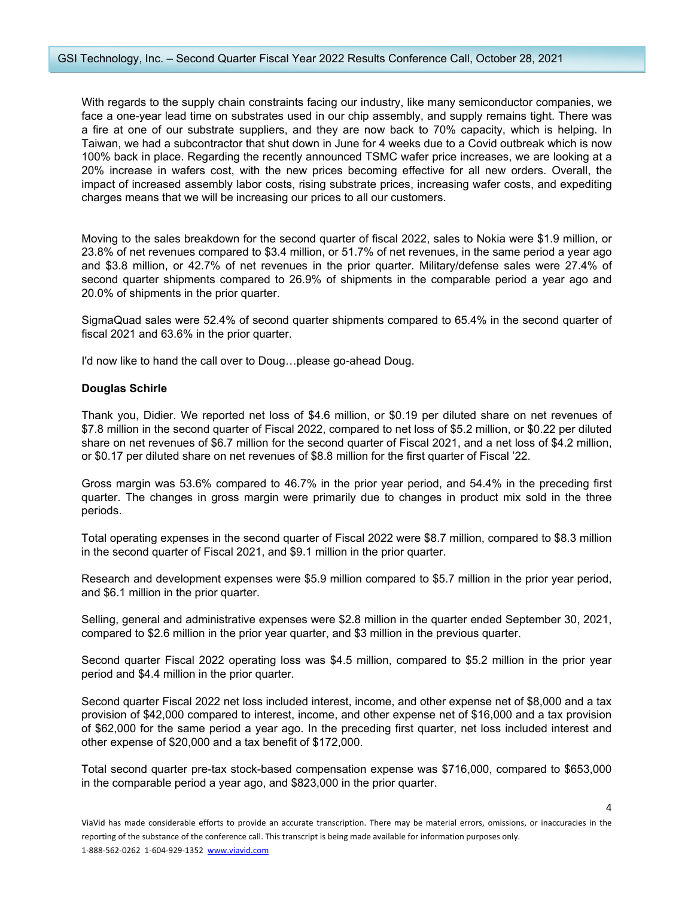With regards to the supply chain constraints facing our industry, like many semiconductor companies, we face a one-year lead time on substrates used in our chip assembly, and supply remains tight. There was a fire at one of our substrate suppliers, and they are now back to 70% capacity, which is helping. In Taiwan, we had a subcontractor that shut down in June for 4 weeks due to a Covid outbreak which is now 100% back in place. Regarding the recently announced TSMC wafer price increases, we are looking at a 20% increase in wafers cost, with the new prices becoming effective for all new orders. Overall, the impact of increased assembly labor costs, rising substrate prices, increasing wafer costs, and expediting charges means that we will be increasing our prices to all our customers.

Moving to the sales breakdown for the second quarter of fiscal 2022, sales to Nokia were $1.9 million, or 23.8% of net revenues compared to $3.4 million, or 51.7% of net revenues, in the same period a year ago and $3.8 million, or 42.7% of net revenues in the prior quarter. Military/defense sales were 27.4% of second quarter shipments compared to 26.9% of shipments in the comparable period a year ago and 20.0% of shipments in the prior quarter.

SigmaQuad sales were 52.4% of second quarter shipments compared to 65.4% in the second quarter of fiscal 2021 and 63.6% in the prior quarter.

I'd now like to hand the call over to Doug…please go-ahead Doug.

**Douglas Schirle**

Thank you, Didier. We reported net loss of $4.6 million, or $0.19 per diluted share on net revenues of $7.8 million in the second quarter of Fiscal 2022, compared to net loss of $5.2 million, or $0.22 per diluted share on net revenues of $6.7 million for the second quarter of Fiscal 2021, and a net loss of $4.2 million, or $0.17 per diluted share on net revenues of $8.8 million for the first quarter of Fiscal '22.

Gross margin was 53.6% compared to 46.7% in the prior year period, and 54.4% in the preceding first quarter. The changes in gross margin were primarily due to changes in product mix sold in the three periods.

Total operating expenses in the second quarter of Fiscal 2022 were $8.7 million, compared to $8.3 million in the second quarter of Fiscal 2021, and $9.1 million in the prior quarter.

Research and development expenses were $5.9 million compared to $5.7 million in the prior year period, and $6.1 million in the prior quarter.

Selling, general and administrative expenses were $2.8 million in the quarter ended September 30, 2021, compared to $2.6 million in the prior year quarter, and $3 million in the previous quarter.

Second quarter Fiscal 2022 operating loss was $4.5 million, compared to $5.2 million in the prior year period and $4.4 million in the prior quarter.

Second quarter Fiscal 2022 net loss included interest, income, and other expense net of $8,000 and a tax provision of $42,000 compared to interest, income, and other expense net of $16,000 and a tax provision of $62,000 for the same period a year ago. In the preceding first quarter, net loss included interest and other expense of $20,000 and a tax benefit of $172,000.

Total second quarter pre-tax stock-based compensation expense was $716,000, compared to $653,000 in the comparable period a year ago, and $823,000 in the prior quarter.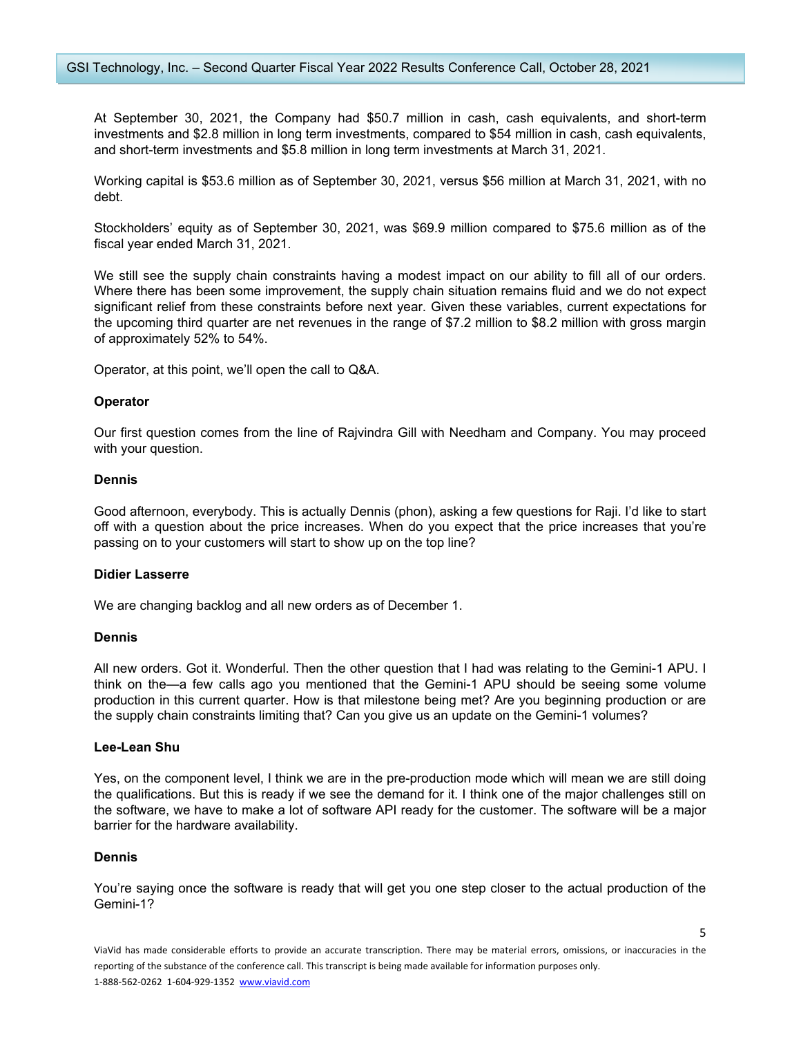At September 30, 2021, the Company had $50.7 million in cash, cash equivalents, and short-term investments and $2.8 million in long term investments, compared to $54 million in cash, cash equivalents, and short-term investments and $5.8 million in long term investments at March 31, 2021.

Working capital is $53.6 million as of September 30, 2021, versus $56 million at March 31, 2021, with no debt.

Stockholders' equity as of September 30, 2021, was $69.9 million compared to $75.6 million as of the fiscal year ended March 31, 2021.

We still see the supply chain constraints having a modest impact on our ability to fill all of our orders. Where there has been some improvement, the supply chain situation remains fluid and we do not expect significant relief from these constraints before next year. Given these variables, current expectations for the upcoming third quarter are net revenues in the range of $7.2 million to $8.2 million with gross margin of approximately 52% to 54%.

Operator, at this point, we'll open the call to Q&A.

**Operator**

Our first question comes from the line of Rajvindra Gill with Needham and Company. You may proceed with your question.

**Dennis**

Good afternoon, everybody. This is actually Dennis (phon), asking a few questions for Raji. I'd like to start off with a question about the price increases. When do you expect that the price increases that you're passing on to your customers will start to show up on the top line?

**Didier Lasserre**

We are changing backlog and all new orders as of December 1.

**Dennis**

All new orders. Got it. Wonderful. Then the other question that I had was relating to the Gemini-1 APU. I think on the—a few calls ago you mentioned that the Gemini-1 APU should be seeing some volume production in this current quarter. How is that milestone being met? Are you beginning production or are the supply chain constraints limiting that? Can you give us an update on the Gemini-1 volumes?

**Lee-Lean Shu**

Yes, on the component level, I think we are in the pre-production mode which will mean we are still doing the qualifications. But this is ready if we see the demand for it. I think one of the major challenges still on the software, we have to make a lot of software API ready for the customer. The software will be a major barrier for the hardware availability.

**Dennis**

You're saying once the software is ready that will get you one step closer to the actual production of the Gemini-1?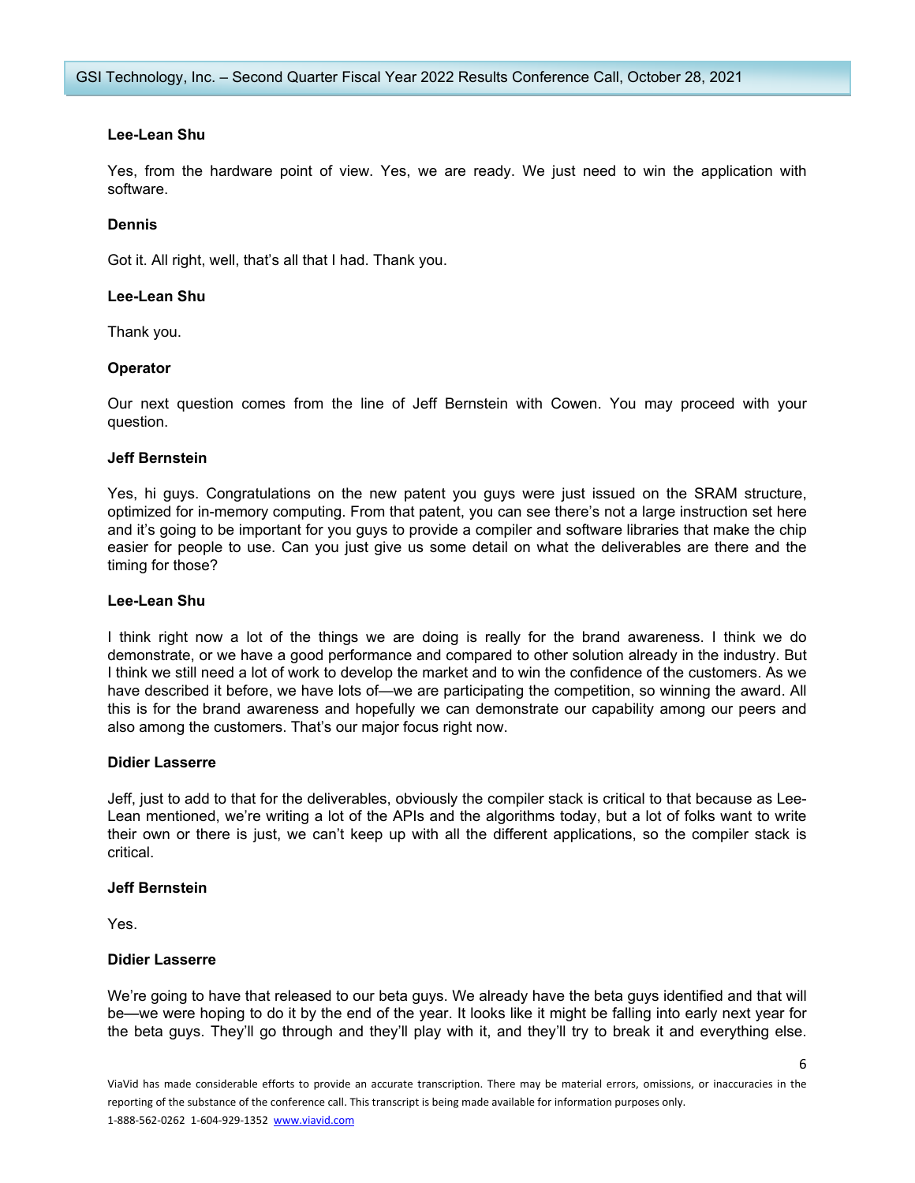**Lee-Lean Shu**

Yes, from the hardware point of view. Yes, we are ready. We just need to win the application with software.

**Dennis**

Got it. All right, well, that's all that I had. Thank you.

**Lee-Lean Shu**

Thank you.

**Operator**

Our next question comes from the line of Jeff Bernstein with Cowen. You may proceed with your question.

**Jeff Bernstein**

Yes, hi guys. Congratulations on the new patent you guys were just issued on the SRAM structure, optimized for in-memory computing. From that patent, you can see there's not a large instruction set here and it's going to be important for you guys to provide a compiler and software libraries that make the chip easier for people to use. Can you just give us some detail on what the deliverables are there and the timing for those?

**Lee-Lean Shu**

I think right now a lot of the things we are doing is really for the brand awareness. I think we do demonstrate, or we have a good performance and compared to other solution already in the industry. But I think we still need a lot of work to develop the market and to win the confidence of the customers. As we have described it before, we have lots of—we are participating the competition, so winning the award. All this is for the brand awareness and hopefully we can demonstrate our capability among our peers and also among the customers. That's our major focus right now.

**Didier Lasserre**

Jeff, just to add to that for the deliverables, obviously the compiler stack is critical to that because as Lee-Lean mentioned, we're writing a lot of the APIs and the algorithms today, but a lot of folks want to write their own or there is just, we can't keep up with all the different applications, so the compiler stack is critical.

**Jeff Bernstein**

Yes.

**Didier Lasserre**

We're going to have that released to our beta guys. We already have the beta guys identified and that will be—we were hoping to do it by the end of the year. It looks like it might be falling into early next year for the beta guys. They'll go through and they'll play with it, and they'll try to break it and everything else.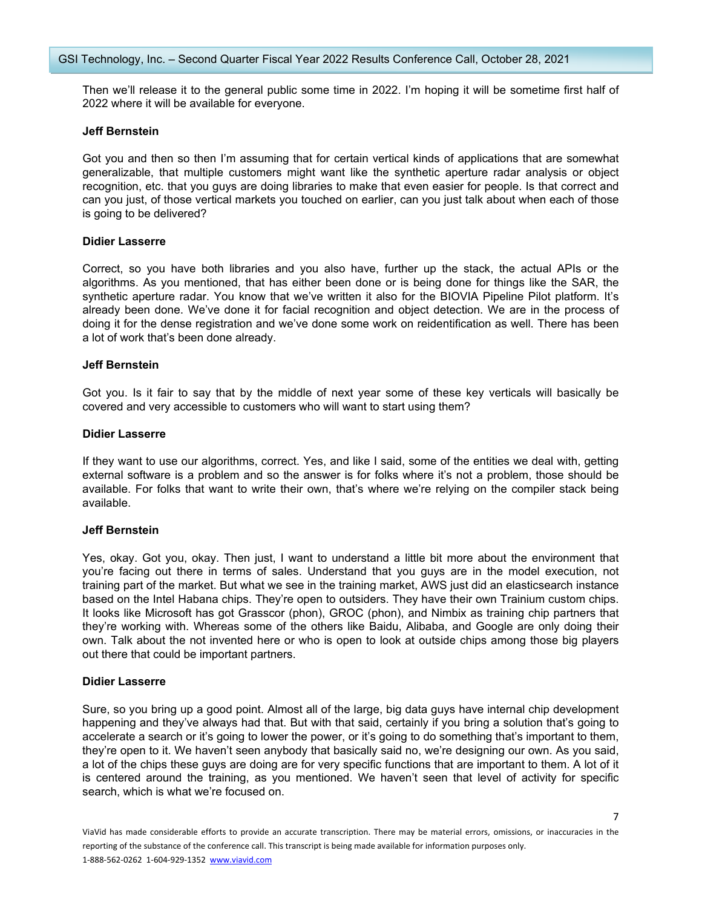Then we'll release it to the general public some time in 2022. I'm hoping it will be sometime first half of 2022 where it will be available for everyone.

**Jeff Bernstein**

Got you and then so then I'm assuming that for certain vertical kinds of applications that are somewhat generalizable, that multiple customers might want like the synthetic aperture radar analysis or object recognition, etc. that you guys are doing libraries to make that even easier for people. Is that correct and can you just, of those vertical markets you touched on earlier, can you just talk about when each of those is going to be delivered?

**Didier Lasserre**

Correct, so you have both libraries and you also have, further up the stack, the actual APIs or the algorithms. As you mentioned, that has either been done or is being done for things like the SAR, the synthetic aperture radar. You know that we've written it also for the BIOVIA Pipeline Pilot platform. It's already been done. We've done it for facial recognition and object detection. We are in the process of doing it for the dense registration and we've done some work on reidentification as well. There has been a lot of work that's been done already.

**Jeff Bernstein**

Got you. Is it fair to say that by the middle of next year some of these key verticals will basically be covered and very accessible to customers who will want to start using them?

**Didier Lasserre**

If they want to use our algorithms, correct. Yes, and like I said, some of the entities we deal with, getting external software is a problem and so the answer is for folks where it's not a problem, those should be available. For folks that want to write their own, that's where we're relying on the compiler stack being available.

**Jeff Bernstein**

Yes, okay. Got you, okay. Then just, I want to understand a little bit more about the environment that you're facing out there in terms of sales. Understand that you guys are in the model execution, not training part of the market. But what we see in the training market, AWS just did an elasticsearch instance based on the Intel Habana chips. They're open to outsiders. They have their own Trainium custom chips. It looks like Microsoft has got Grasscor (phon), GROC (phon), and Nimbix as training chip partners that they're working with. Whereas some of the others like Baidu, Alibaba, and Google are only doing their own. Talk about the not invented here or who is open to look at outside chips among those big players out there that could be important partners.

**Didier Lasserre**

Sure, so you bring up a good point. Almost all of the large, big data guys have internal chip development happening and they've always had that. But with that said, certainly if you bring a solution that's going to accelerate a search or it's going to lower the power, or it's going to do something that's important to them, they're open to it. We haven't seen anybody that basically said no, we're designing our own. As you said, a lot of the chips these guys are doing are for very specific functions that are important to them. A lot of it is centered around the training, as you mentioned. We haven't seen that level of activity for specific search, which is what we're focused on.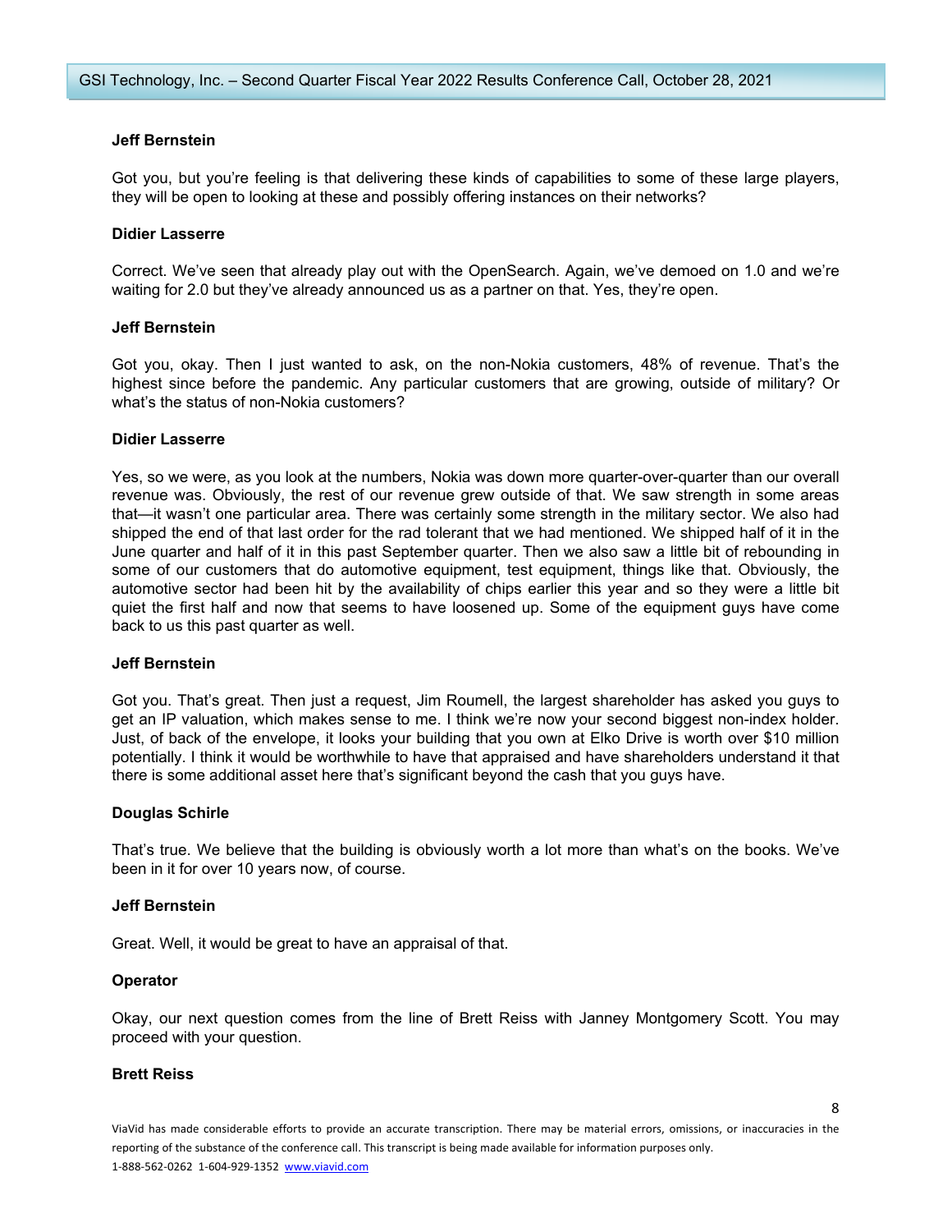**Jeff Bernstein**

Got you, but you're feeling is that delivering these kinds of capabilities to some of these large players, they will be open to looking at these and possibly offering instances on their networks?

**Didier Lasserre**

Correct. We've seen that already play out with the OpenSearch. Again, we've demoed on 1.0 and we're waiting for 2.0 but they've already announced us as a partner on that. Yes, they're open.

**Jeff Bernstein**

Got you, okay. Then I just wanted to ask, on the non-Nokia customers, 48% of revenue. That's the highest since before the pandemic. Any particular customers that are growing, outside of military? Or what's the status of non-Nokia customers?

**Didier Lasserre**

Yes, so we were, as you look at the numbers, Nokia was down more quarter-over-quarter than our overall revenue was. Obviously, the rest of our revenue grew outside of that. We saw strength in some areas that—it wasn't one particular area. There was certainly some strength in the military sector. We also had shipped the end of that last order for the rad tolerant that we had mentioned. We shipped half of it in the June quarter and half of it in this past September quarter. Then we also saw a little bit of rebounding in some of our customers that do automotive equipment, test equipment, things like that. Obviously, the automotive sector had been hit by the availability of chips earlier this year and so they were a little bit quiet the first half and now that seems to have loosened up. Some of the equipment guys have come back to us this past quarter as well.

**Jeff Bernstein**

Got you. That's great. Then just a request, Jim Roumell, the largest shareholder has asked you guys to get an IP valuation, which makes sense to me. I think we're now your second biggest non-index holder. Just, of back of the envelope, it looks your building that you own at Elko Drive is worth over $10 million potentially. I think it would be worthwhile to have that appraised and have shareholders understand it that there is some additional asset here that's significant beyond the cash that you guys have.

**Douglas Schirle**

That's true. We believe that the building is obviously worth a lot more than what's on the books. We've been in it for over 10 years now, of course.

**Jeff Bernstein**

Great. Well, it would be great to have an appraisal of that.

**Operator**

Okay, our next question comes from the line of Brett Reiss with Janney Montgomery Scott. You may proceed with your question.

**Brett Reiss**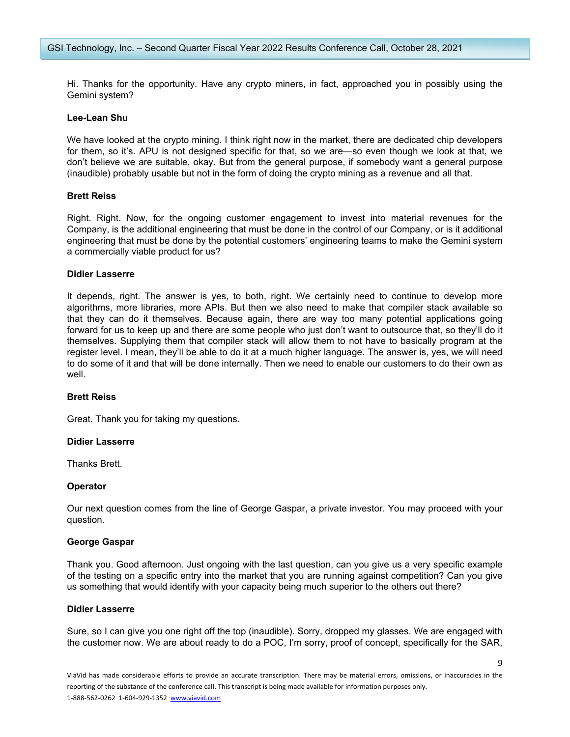Hi. Thanks for the opportunity. Have any crypto miners, in fact, approached you in possibly using the Gemini system?

**Lee-Lean Shu**

We have looked at the crypto mining. I think right now in the market, there are dedicated chip developers for them, so it's. APU is not designed specific for that, so we are—so even though we look at that, we don't believe we are suitable, okay. But from the general purpose, if somebody want a general purpose (inaudible) probably usable but not in the form of doing the crypto mining as a revenue and all that.

**Brett Reiss**

Right. Right. Now, for the ongoing customer engagement to invest into material revenues for the Company, is the additional engineering that must be done in the control of our Company, or is it additional engineering that must be done by the potential customers' engineering teams to make the Gemini system a commercially viable product for us?

**Didier Lasserre**

It depends, right. The answer is yes, to both, right. We certainly need to continue to develop more algorithms, more libraries, more APIs. But then we also need to make that compiler stack available so that they can do it themselves. Because again, there are way too many potential applications going forward for us to keep up and there are some people who just don't want to outsource that, so they'll do it themselves. Supplying them that compiler stack will allow them to not have to basically program at the register level. I mean, they'll be able to do it at a much higher language. The answer is, yes, we will need to do some of it and that will be done internally. Then we need to enable our customers to do their own as well.

**Brett Reiss**

Great. Thank you for taking my questions.

**Didier Lasserre**

Thanks Brett.

**Operator**

Our next question comes from the line of George Gaspar, a private investor. You may proceed with your question.

**George Gaspar**

Thank you. Good afternoon. Just ongoing with the last question, can you give us a very specific example of the testing on a specific entry into the market that you are running against competition? Can you give us something that would identify with your capacity being much superior to the others out there?

**Didier Lasserre**

Sure, so I can give you one right off the top (inaudible). Sorry, dropped my glasses. We are engaged with the customer now. We are about ready to do a POC, I'm sorry, proof of concept, specifically for the SAR,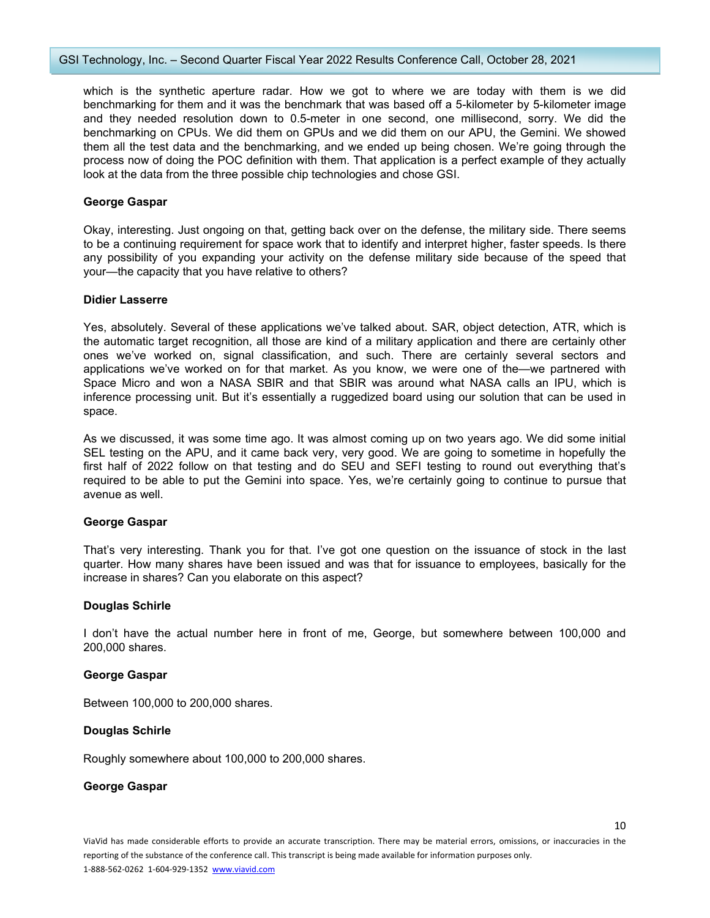which is the synthetic aperture radar. How we got to where we are today with them is we did benchmarking for them and it was the benchmark that was based off a 5-kilometer by 5-kilometer image and they needed resolution down to 0.5-meter in one second, one millisecond, sorry. We did the benchmarking on CPUs. We did them on GPUs and we did them on our APU, the Gemini. We showed them all the test data and the benchmarking, and we ended up being chosen. We're going through the process now of doing the POC definition with them. That application is a perfect example of they actually look at the data from the three possible chip technologies and chose GSI.

**George Gaspar**

Okay, interesting. Just ongoing on that, getting back over on the defense, the military side. There seems to be a continuing requirement for space work that to identify and interpret higher, faster speeds. Is there any possibility of you expanding your activity on the defense military side because of the speed that your—the capacity that you have relative to others?

**Didier Lasserre**

Yes, absolutely. Several of these applications we've talked about. SAR, object detection, ATR, which is the automatic target recognition, all those are kind of a military application and there are certainly other ones we've worked on, signal classification, and such. There are certainly several sectors and applications we've worked on for that market. As you know, we were one of the—we partnered with Space Micro and won a NASA SBIR and that SBIR was around what NASA calls an IPU, which is inference processing unit. But it's essentially a ruggedized board using our solution that can be used in space.

As we discussed, it was some time ago. It was almost coming up on two years ago. We did some initial SEL testing on the APU, and it came back very, very good. We are going to sometime in hopefully the first half of 2022 follow on that testing and do SEU and SEFI testing to round out everything that's required to be able to put the Gemini into space. Yes, we're certainly going to continue to pursue that avenue as well.

**George Gaspar**

That's very interesting. Thank you for that. I've got one question on the issuance of stock in the last quarter. How many shares have been issued and was that for issuance to employees, basically for the increase in shares? Can you elaborate on this aspect?

**Douglas Schirle**

I don't have the actual number here in front of me, George, but somewhere between 100,000 and 200,000 shares.

**George Gaspar**

Between 100,000 to 200,000 shares.

**Douglas Schirle**

Roughly somewhere about 100,000 to 200,000 shares.

**George Gaspar**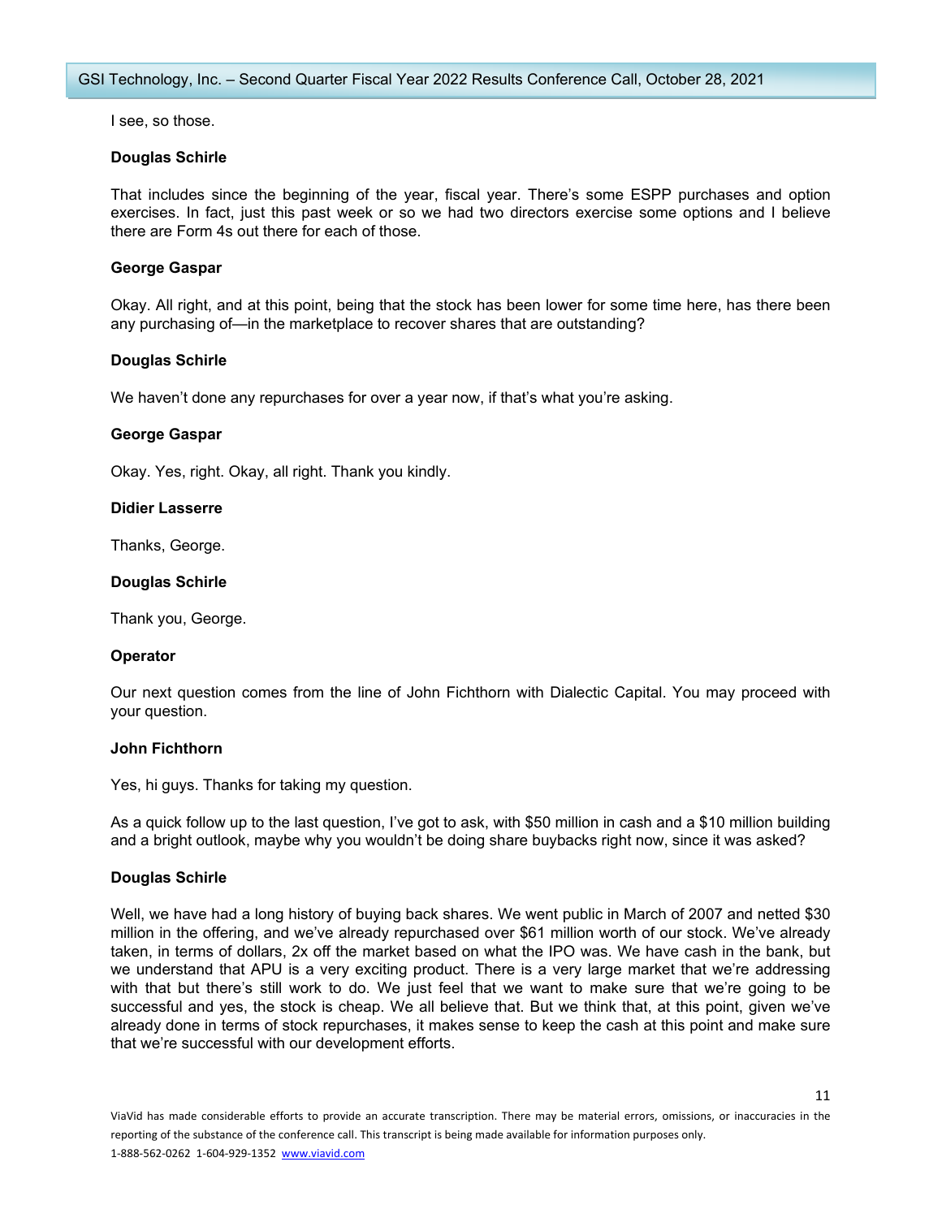I see, so those.

**Douglas Schirle**

That includes since the beginning of the year, fiscal year. There's some ESPP purchases and option exercises. In fact, just this past week or so we had two directors exercise some options and I believe there are Form 4s out there for each of those.

**George Gaspar**

Okay. All right, and at this point, being that the stock has been lower for some time here, has there been any purchasing of—in the marketplace to recover shares that are outstanding?

**Douglas Schirle**

We haven't done any repurchases for over a year now, if that's what you're asking.

**George Gaspar**

Okay. Yes, right. Okay, all right. Thank you kindly.

**Didier Lasserre**

Thanks, George.

**Douglas Schirle**

Thank you, George.

**Operator**

Our next question comes from the line of John Fichthorn with Dialectic Capital. You may proceed with your question.

**John Fichthorn**

Yes, hi guys. Thanks for taking my question.

As a quick follow up to the last question, I've got to ask, with $50 million in cash and a $10 million building and a bright outlook, maybe why you wouldn't be doing share buybacks right now, since it was asked?

**Douglas Schirle**

Well, we have had a long history of buying back shares. We went public in March of 2007 and netted $30 million in the offering, and we've already repurchased over $61 million worth of our stock. We've already taken, in terms of dollars, 2x off the market based on what the IPO was. We have cash in the bank, but we understand that APU is a very exciting product. There is a very large market that we're addressing with that but there's still work to do. We just feel that we want to make sure that we're going to be successful and yes, the stock is cheap. We all believe that. But we think that, at this point, given we've already done in terms of stock repurchases, it makes sense to keep the cash at this point and make sure that we're successful with our development efforts.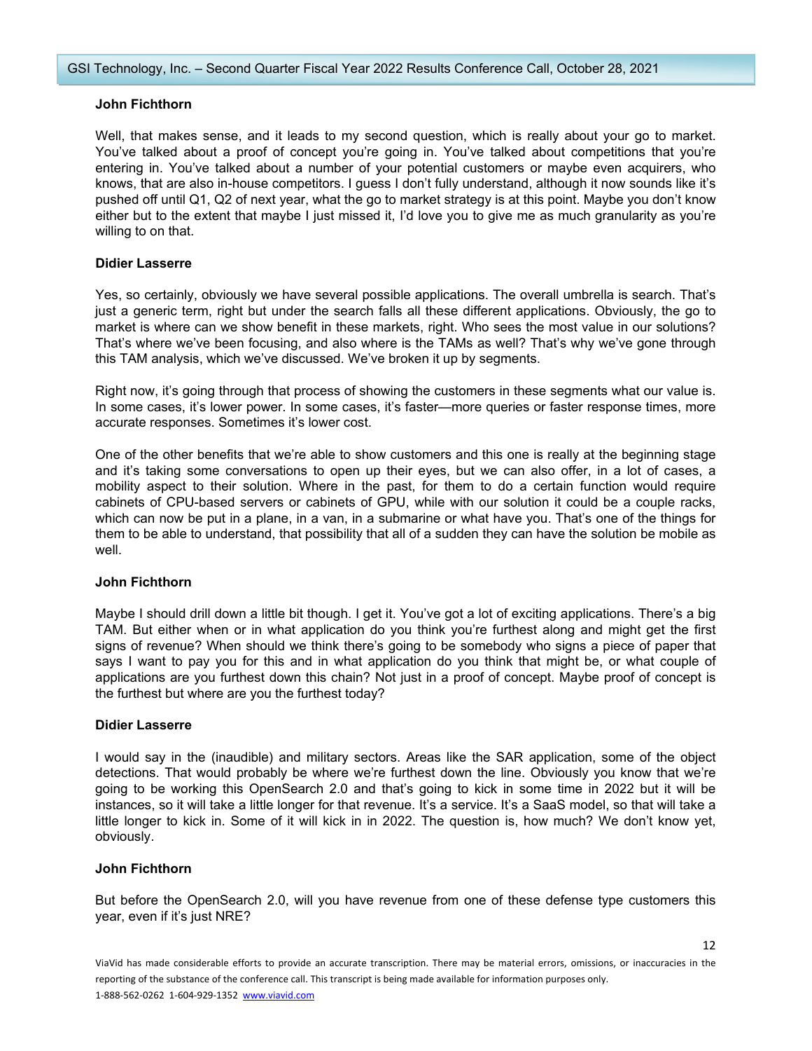**John Fichthorn**

Well, that makes sense, and it leads to my second question, which is really about your go to market. You've talked about a proof of concept you're going in. You've talked about competitions that you're entering in. You've talked about a number of your potential customers or maybe even acquirers, who knows, that are also in-house competitors. I guess I don't fully understand, although it now sounds like it's pushed off until Q1, Q2 of next year, what the go to market strategy is at this point. Maybe you don't know either but to the extent that maybe I just missed it, I'd love you to give me as much granularity as you're willing to on that.

**Didier Lasserre**

Yes, so certainly, obviously we have several possible applications. The overall umbrella is search. That's just a generic term, right but under the search falls all these different applications. Obviously, the go to market is where can we show benefit in these markets, right. Who sees the most value in our solutions? That's where we've been focusing, and also where is the TAMs as well? That's why we've gone through this TAM analysis, which we've discussed. We've broken it up by segments.

Right now, it's going through that process of showing the customers in these segments what our value is. In some cases, it's lower power. In some cases, it's faster—more queries or faster response times, more accurate responses. Sometimes it's lower cost.

One of the other benefits that we're able to show customers and this one is really at the beginning stage and it's taking some conversations to open up their eyes, but we can also offer, in a lot of cases, a mobility aspect to their solution. Where in the past, for them to do a certain function would require cabinets of CPU-based servers or cabinets of GPU, while with our solution it could be a couple racks, which can now be put in a plane, in a van, in a submarine or what have you. That's one of the things for them to be able to understand, that possibility that all of a sudden they can have the solution be mobile as well.

**John Fichthorn**

Maybe I should drill down a little bit though. I get it. You've got a lot of exciting applications. There's a big TAM. But either when or in what application do you think you're furthest along and might get the first signs of revenue? When should we think there's going to be somebody who signs a piece of paper that says I want to pay you for this and in what application do you think that might be, or what couple of applications are you furthest down this chain? Not just in a proof of concept. Maybe proof of concept is the furthest but where are you the furthest today?

**Didier Lasserre**

I would say in the (inaudible) and military sectors. Areas like the SAR application, some of the object detections. That would probably be where we're furthest down the line. Obviously you know that we're going to be working this OpenSearch 2.0 and that's going to kick in some time in 2022 but it will be instances, so it will take a little longer for that revenue. It's a service. It's a SaaS model, so that will take a little longer to kick in. Some of it will kick in in 2022. The question is, how much? We don't know yet, obviously.

**John Fichthorn**

But before the OpenSearch 2.0, will you have revenue from one of these defense type customers this year, even if it's just NRE?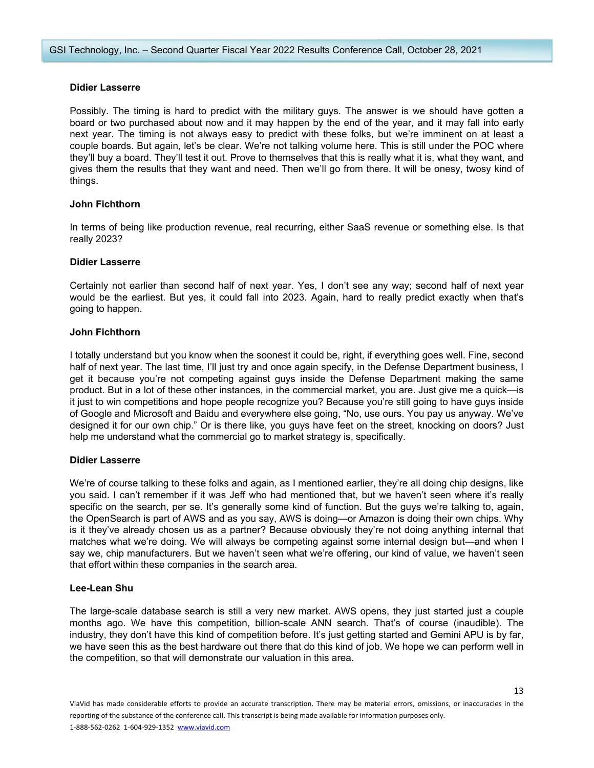**Didier Lasserre**

Possibly. The timing is hard to predict with the military guys. The answer is we should have gotten a board or two purchased about now and it may happen by the end of the year, and it may fall into early next year. The timing is not always easy to predict with these folks, but we're imminent on at least a couple boards. But again, let's be clear. We're not talking volume here. This is still under the POC where they'll buy a board. They'll test it out. Prove to themselves that this is really what it is, what they want, and gives them the results that they want and need. Then we'll go from there. It will be onesy, twosy kind of things.

**John Fichthorn**

In terms of being like production revenue, real recurring, either SaaS revenue or something else. Is that really 2023?

**Didier Lasserre**

Certainly not earlier than second half of next year. Yes, I don't see any way; second half of next year would be the earliest. But yes, it could fall into 2023. Again, hard to really predict exactly when that's going to happen.

**John Fichthorn**

I totally understand but you know when the soonest it could be, right, if everything goes well. Fine, second half of next year. The last time, I'll just try and once again specify, in the Defense Department business, I get it because you're not competing against guys inside the Defense Department making the same product. But in a lot of these other instances, in the commercial market, you are. Just give me a quick—is it just to win competitions and hope people recognize you? Because you're still going to have guys inside of Google and Microsoft and Baidu and everywhere else going, "No, use ours. You pay us anyway. We've designed it for our own chip." Or is there like, you guys have feet on the street, knocking on doors? Just help me understand what the commercial go to market strategy is, specifically.

**Didier Lasserre**

We're of course talking to these folks and again, as I mentioned earlier, they're all doing chip designs, like you said. I can't remember if it was Jeff who had mentioned that, but we haven't seen where it's really specific on the search, per se. It's generally some kind of function. But the guys we're talking to, again, the OpenSearch is part of AWS and as you say, AWS is doing—or Amazon is doing their own chips. Why is it they've already chosen us as a partner? Because obviously they're not doing anything internal that matches what we're doing. We will always be competing against some internal design but—and when I say we, chip manufacturers. But we haven't seen what we're offering, our kind of value, we haven't seen that effort within these companies in the search area.

**Lee-Lean Shu**

The large-scale database search is still a very new market. AWS opens, they just started just a couple months ago. We have this competition, billion-scale ANN search. That's of course (inaudible). The industry, they don't have this kind of competition before. It's just getting started and Gemini APU is by far, we have seen this as the best hardware out there that do this kind of job. We hope we can perform well in the competition, so that will demonstrate our valuation in this area.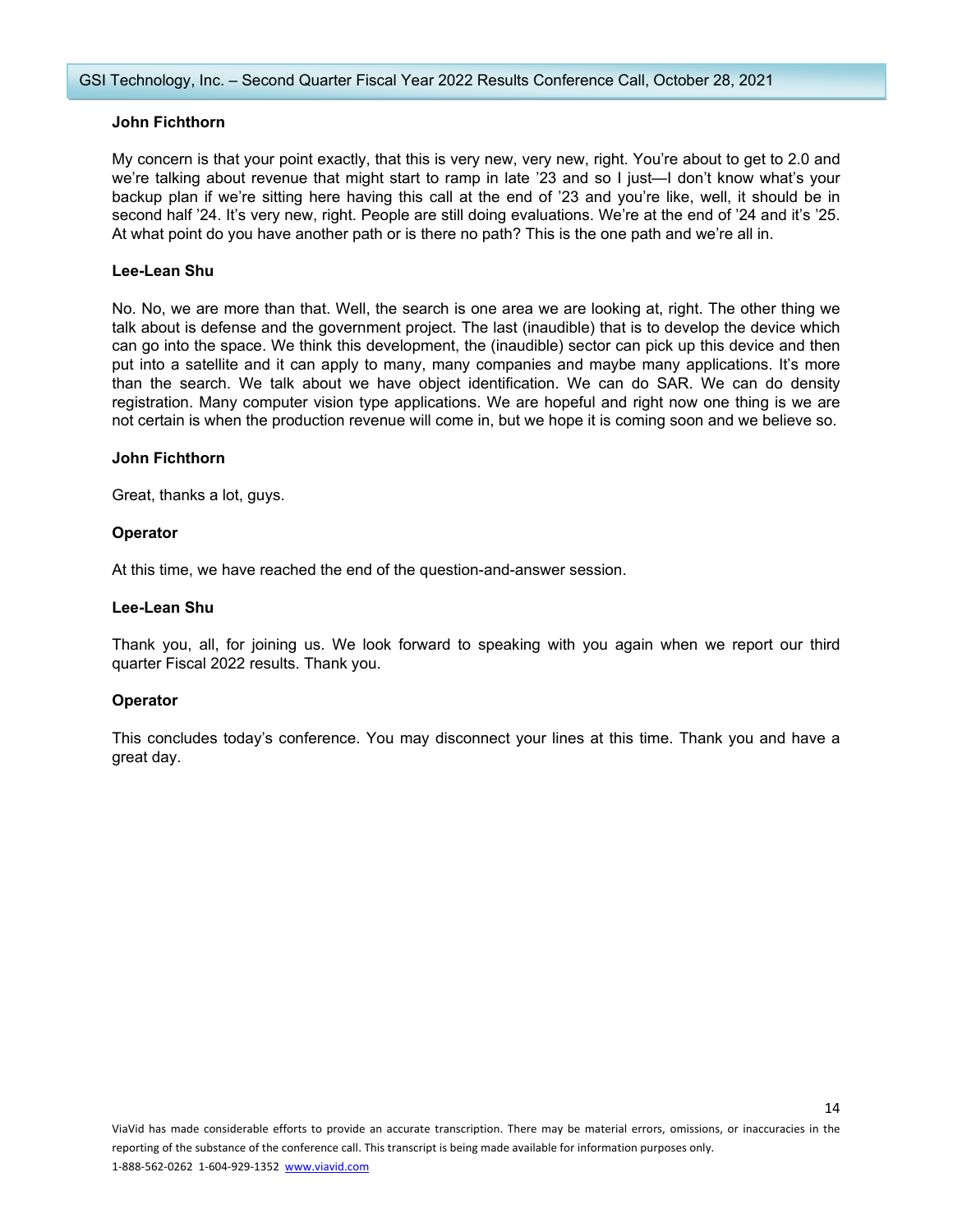**John Fichthorn**

My concern is that your point exactly, that this is very new, very new, right. You're about to get to 2.0 and we're talking about revenue that might start to ramp in late '23 and so I just—I don't know what's your backup plan if we're sitting here having this call at the end of '23 and you're like, well, it should be in second half '24. It's very new, right. People are still doing evaluations. We're at the end of '24 and it's '25. At what point do you have another path or is there no path? This is the one path and we're all in.

**Lee-Lean Shu**

No. No, we are more than that. Well, the search is one area we are looking at, right. The other thing we talk about is defense and the government project. The last (inaudible) that is to develop the device which can go into the space. We think this development, the (inaudible) sector can pick up this device and then put into a satellite and it can apply to many, many companies and maybe many applications. It's more than the search. We talk about we have object identification. We can do SAR. We can do density registration. Many computer vision type applications. We are hopeful and right now one thing is we are not certain is when the production revenue will come in, but we hope it is coming soon and we believe so.

**John Fichthorn**

Great, thanks a lot, guys.

**Operator**

At this time, we have reached the end of the question-and-answer session.

**Lee-Lean Shu**

Thank you, all, for joining us. We look forward to speaking with you again when we report our third quarter Fiscal 2022 results. Thank you.

**Operator**

This concludes today's conference. You may disconnect your lines at this time. Thank you and have a great day.